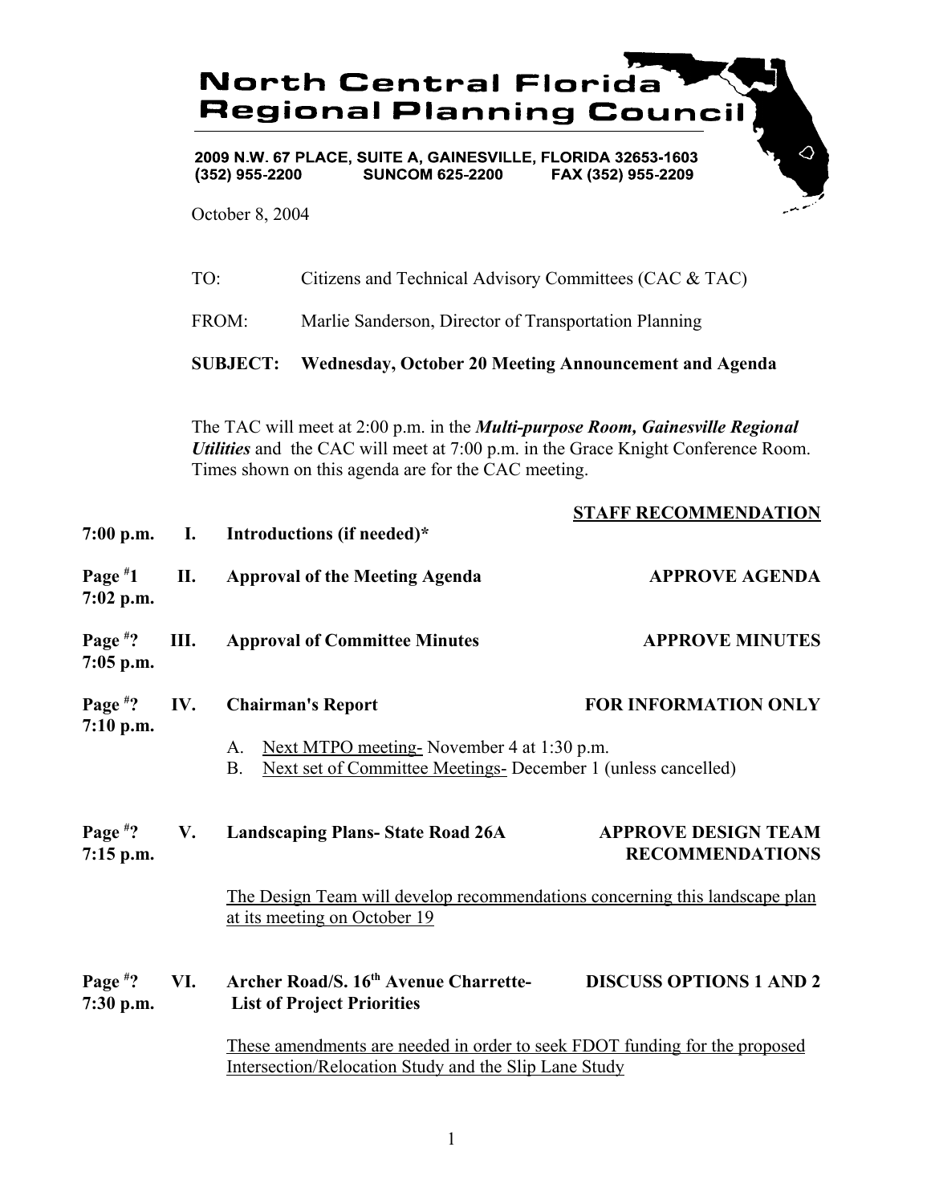# North Central Florida Regional Planning Council

2009 N.W. 67 PLACE, SUITE A, GAINESVILLE, FLORIDA 32653-1603
(352) 955-2200 SUNCOM 625-2200 FAX (352) 955-2209

October 8, 2004

TO: Citizens and Technical Advisory Committees (CAC & TAC)

FROM: Marlie Sanderson, Director of Transportation Planning

**SUBJECT: Wednesday, October 20 Meeting Announcement and Agenda**

The TAC will meet at 2:00 p.m. in the ***Multi-purpose Room, Gainesville Regional Utilities*** and the CAC will meet at 7:00 p.m. in the Grace Knight Conference Room. Times shown on this agenda are for the CAC meeting.

**STAFF RECOMMENDATION**

**7:00 p.m. I. Introductions (if needed)***

**Page #1 7:02 p.m. II. Approval of the Meeting Agenda** — **APPROVE AGENDA**

**Page #? 7:05 p.m. III. Approval of Committee Minutes** — **APPROVE MINUTES**

**Page #? 7:10 p.m. IV. Chairman's Report** — **FOR INFORMATION ONLY**

A. Next MTPO meeting- November 4 at 1:30 p.m.
B. Next set of Committee Meetings- December 1 (unless cancelled)

**Page #? 7:15 p.m. V. Landscaping Plans- State Road 26A** — **APPROVE DESIGN TEAM RECOMMENDATIONS**

The Design Team will develop recommendations concerning this landscape plan at its meeting on October 19

**Page #? 7:30 p.m. VI. Archer Road/S. 16th Avenue Charrette- List of Project Priorities** — **DISCUSS OPTIONS 1 AND 2**

These amendments are needed in order to seek FDOT funding for the proposed Intersection/Relocation Study and the Slip Lane Study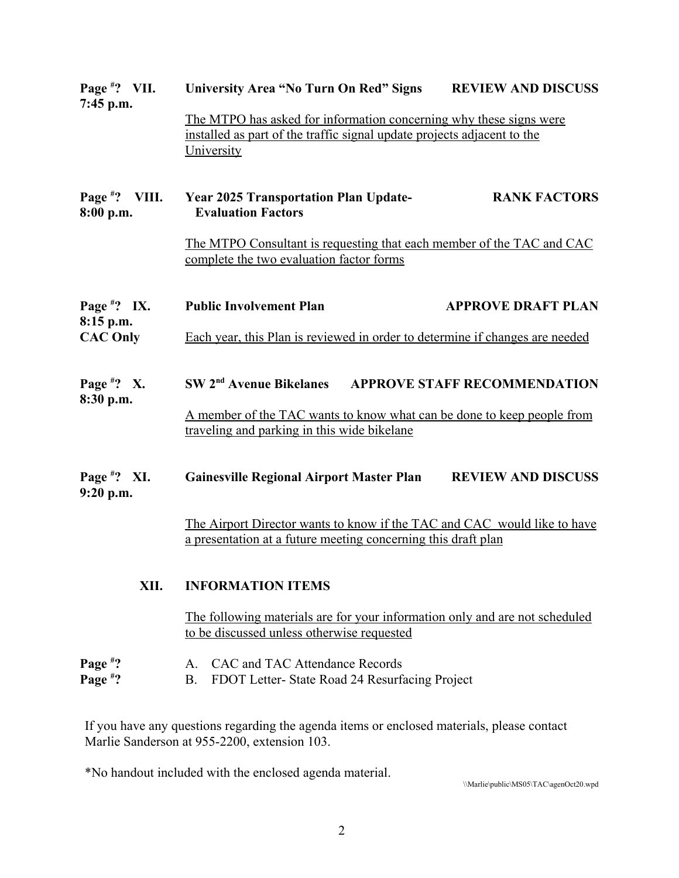**Page #? VII.** **University Area "No Turn On Red" Signs** **REVIEW AND DISCUSS**
**7:45 p.m.**

The MTPO has asked for information concerning why these signs were installed as part of the traffic signal update projects adjacent to the University

**Page #? VIII.** **Year 2025 Transportation Plan Update- Evaluation Factors** **RANK FACTORS**
**8:00 p.m.**

The MTPO Consultant is requesting that each member of the TAC and CAC complete the two evaluation factor forms

**Page #? IX.** **Public Involvement Plan** **APPROVE DRAFT PLAN**
**8:15 p.m.**
**CAC Only**

Each year, this Plan is reviewed in order to determine if changes are needed

**Page #? X.** **SW 2nd Avenue Bikelanes** **APPROVE STAFF RECOMMENDATION**
**8:30 p.m.**

A member of the TAC wants to know what can be done to keep people from traveling and parking in this wide bikelane

**Page #? XI.** **Gainesville Regional Airport Master Plan** **REVIEW AND DISCUSS**
**9:20 p.m.**

The Airport Director wants to know if the TAC and CAC would like to have a presentation at a future meeting concerning this draft plan

**XII.** **INFORMATION ITEMS**

The following materials are for your information only and are not scheduled to be discussed unless otherwise requested

Page #? A. CAC and TAC Attendance Records
Page #? B. FDOT Letter- State Road 24 Resurfacing Project

If you have any questions regarding the agenda items or enclosed materials, please contact Marlie Sanderson at 955-2200, extension 103.

*No handout included with the enclosed agenda material.

\\Marlie\public\MS05\TAC\agenOct20.wpd